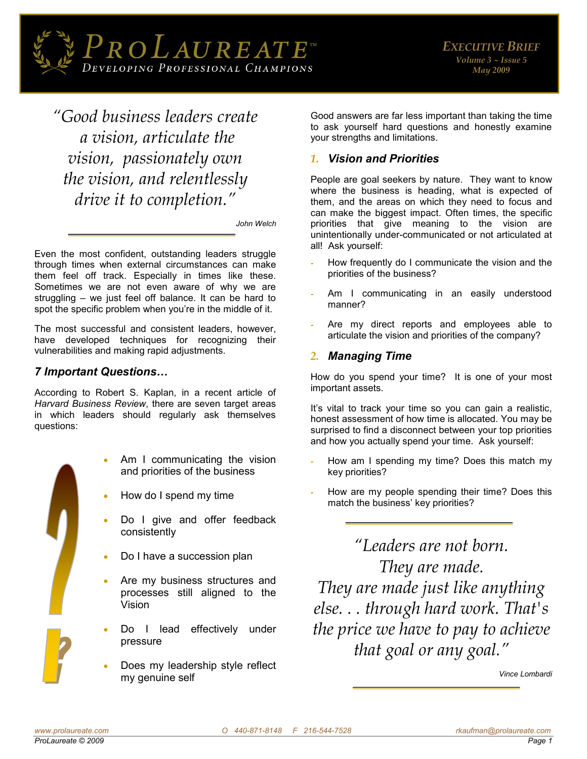# ProLaureate™

Developing Professional Champions

**Executive Brief**
Volume 3 ~ Issue 5
May 2009

*"Good business leaders create a vision, articulate the vision, passionately own the vision, and relentlessly drive it to completion."*

John Welch

Even the most confident, outstanding leaders struggle through times when external circumstances can make them feel off track. Especially in times like these. Sometimes we are not even aware of why we are struggling – we just feel off balance. It can be hard to spot the specific problem when you're in the middle of it.

The most successful and consistent leaders, however, have developed techniques for recognizing their vulnerabilities and making rapid adjustments.

## *7 Important Questions…*

According to Robert S. Kaplan, in a recent article of *Harvard Business Review*, there are seven target areas in which leaders should regularly ask themselves questions:

- Am I communicating the vision and priorities of the business
- How do I spend my time
- Do I give and offer feedback consistently
- Do I have a succession plan
- Are my business structures and processes still aligned to the Vision
- Do I lead effectively under pressure
- Does my leadership style reflect my genuine self

Good answers are far less important than taking the time to ask yourself hard questions and honestly examine your strengths and limitations.

### *1. Vision and Priorities*

People are goal seekers by nature. They want to know where the business is heading, what is expected of them, and the areas on which they need to focus and can make the biggest impact. Often times, the specific priorities that give meaning to the vision are unintentionally under-communicated or not articulated at all! Ask yourself:

- How frequently do I communicate the vision and the priorities of the business?
- Am I communicating in an easily understood manner?
- Are my direct reports and employees able to articulate the vision and priorities of the company?

### *2. Managing Time*

How do you spend your time? It is one of your most important assets.

It's vital to track your time so you can gain a realistic, honest assessment of how time is allocated. You may be surprised to find a disconnect between your top priorities and how you actually spend your time. Ask yourself:

- How am I spending my time? Does this match my key priorities?
- How are my people spending their time? Does this match the business' key priorities?

*"Leaders are not born. They are made. They are made just like anything else. . . through hard work. That's the price we have to pay to achieve that goal or any goal."*

Vince Lombardi

www.prolaureate.com    O 440-871-8148    F 216-544-7528    rkaufman@prolaureate.com

ProLaureate © 2009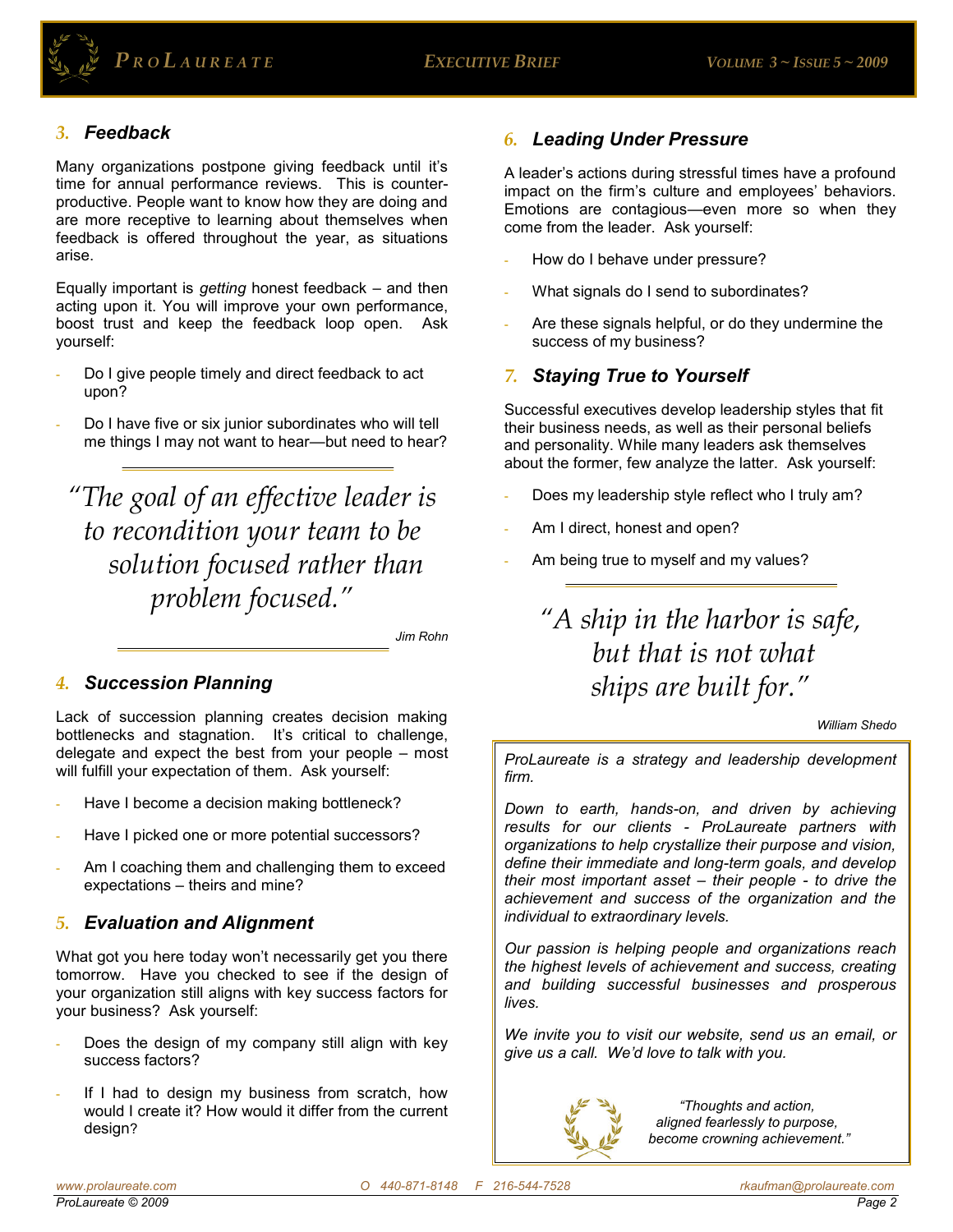## 3. Feedback

Many organizations postpone giving feedback until it's time for annual performance reviews. This is counter-productive. People want to know how they are doing and are more receptive to learning about themselves when feedback is offered throughout the year, as situations arise.

Equally important is *getting* honest feedback – and then acting upon it. You will improve your own performance, boost trust and keep the feedback loop open. Ask yourself:

- Do I give people timely and direct feedback to act upon?
- Do I have five or six junior subordinates who will tell me things I may not want to hear—but need to hear?

> *"The goal of an effective leader is to recondition your team to be solution focused rather than problem focused."*
>
> *Jim Rohn*

## 4. Succession Planning

Lack of succession planning creates decision making bottlenecks and stagnation. It's critical to challenge, delegate and expect the best from your people – most will fulfill your expectation of them. Ask yourself:

- Have I become a decision making bottleneck?
- Have I picked one or more potential successors?
- Am I coaching them and challenging them to exceed expectations – theirs and mine?

## 5. Evaluation and Alignment

What got you here today won't necessarily get you there tomorrow. Have you checked to see if the design of your organization still aligns with key success factors for your business? Ask yourself:

- Does the design of my company still align with key success factors?
- If I had to design my business from scratch, how would I create it? How would it differ from the current design?

## 6. Leading Under Pressure

A leader's actions during stressful times have a profound impact on the firm's culture and employees' behaviors. Emotions are contagious—even more so when they come from the leader. Ask yourself:

- How do I behave under pressure?
- What signals do I send to subordinates?
- Are these signals helpful, or do they undermine the success of my business?

## 7. Staying True to Yourself

Successful executives develop leadership styles that fit their business needs, as well as their personal beliefs and personality. While many leaders ask themselves about the former, few analyze the latter. Ask yourself:

- Does my leadership style reflect who I truly am?
- Am I direct, honest and open?
- Am being true to myself and my values?

> *"A ship in the harbor is safe, but that is not what ships are built for."*
>
> *William Shedo*

*ProLaureate is a strategy and leadership development firm.*

*Down to earth, hands-on, and driven by achieving results for our clients - ProLaureate partners with organizations to help crystallize their purpose and vision, define their immediate and long-term goals, and develop their most important asset – their people - to drive the achievement and success of the organization and the individual to extraordinary levels.*

*Our passion is helping people and organizations reach the highest levels of achievement and success, creating and building successful businesses and prosperous lives.*

*We invite you to visit our website, send us an email, or give us a call. We'd love to talk with you.*

*"Thoughts and action, aligned fearlessly to purpose, become crowning achievement."*

*www.prolaureate.com* *O 440-871-8148 F 216-544-7528* *rkaufman@prolaureate.com*

*ProLaureate © 2009*